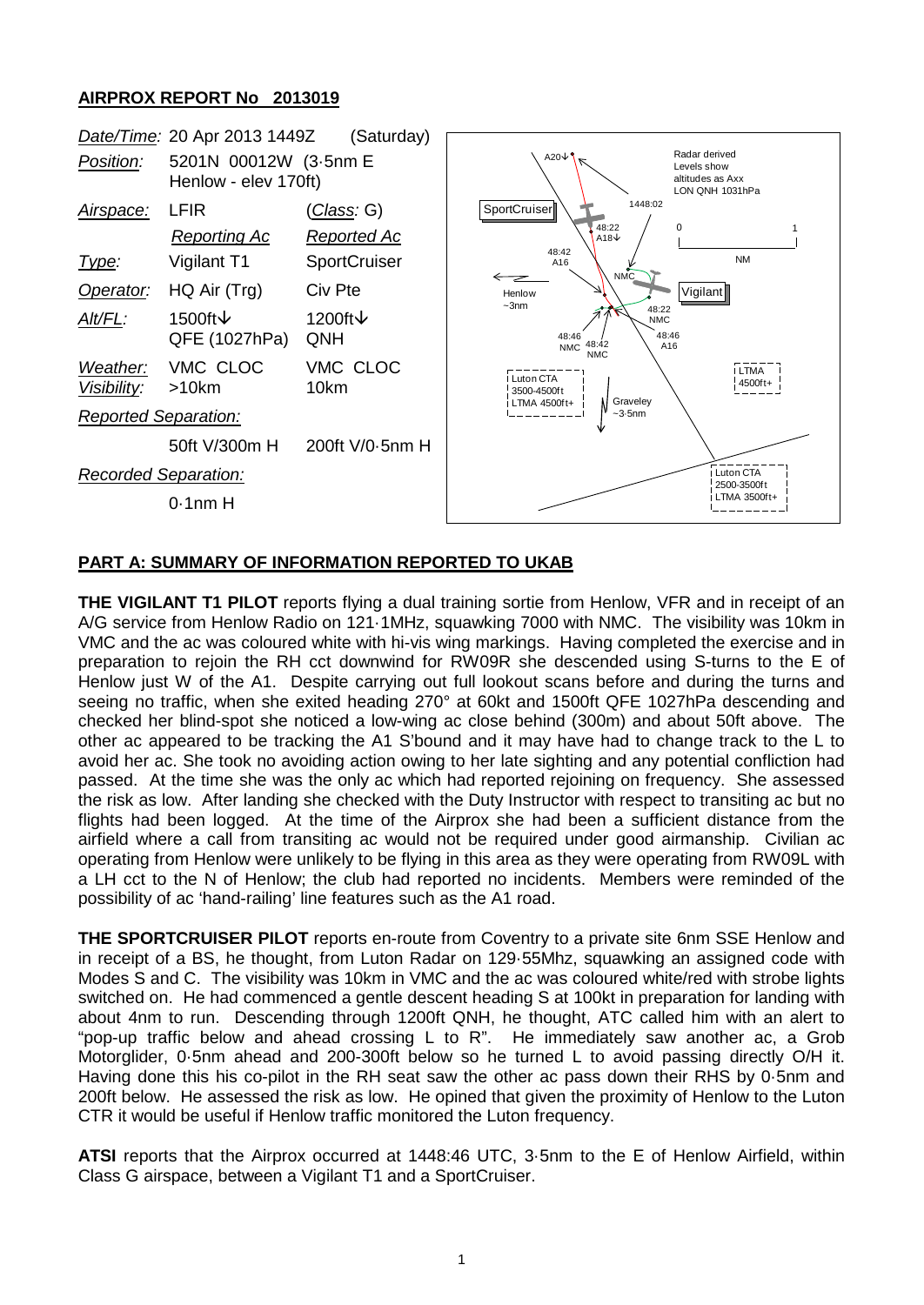## AIRPROX REPORT No 2013019

| | | |
|---|---|---|
| *Date/Time:* | 20 Apr 2013 1449Z | (Saturday) |
| *Position:* | 5201N 00012W (3·5nm E Henlow - elev 170ft) | |
| *Airspace:* | LFIR | (*Class*: G) |
| | *Reporting Ac* | *Reported Ac* |
| *Type:* | Vigilant T1 | SportCruiser |
| *Operator:* | HQ Air (Trg) | Civ Pte |
| *Alt/FL:* | 1500ft↓ QFE (1027hPa) | 1200ft↓ QNH |
| *Weather:* | VMC CLOC | VMC CLOC |
| *Visibility:* | >10km | 10km |
| *Reported Separation:* | | |
| | 50ft V/300m H | 200ft V/0·5nm H |
| *Recorded Separation:* | | |
| | 0·1nm H | |

## PART A: SUMMARY OF INFORMATION REPORTED TO UKAB

**THE VIGILANT T1 PILOT** reports flying a dual training sortie from Henlow, VFR and in receipt of an A/G service from Henlow Radio on 121·1MHz, squawking 7000 with NMC. The visibility was 10km in VMC and the ac was coloured white with hi-vis wing markings. Having completed the exercise and in preparation to rejoin the RH cct downwind for RW09R she descended using S-turns to the E of Henlow just W of the A1. Despite carrying out full lookout scans before and during the turns and seeing no traffic, when she exited heading 270° at 60kt and 1500ft QFE 1027hPa descending and checked her blind-spot she noticed a low-wing ac close behind (300m) and about 50ft above. The other ac appeared to be tracking the A1 S'bound and it may have had to change track to the L to avoid her ac. She took no avoiding action owing to her late sighting and any potential confliction had passed. At the time she was the only ac which had reported rejoining on frequency. She assessed the risk as low. After landing she checked with the Duty Instructor with respect to transiting ac but no flights had been logged. At the time of the Airprox she had been a sufficient distance from the airfield where a call from transiting ac would not be required under good airmanship. Civilian ac operating from Henlow were unlikely to be flying in this area as they were operating from RW09L with a LH cct to the N of Henlow; the club had reported no incidents. Members were reminded of the possibility of ac 'hand-railing' line features such as the A1 road.

**THE SPORTCRUISER PILOT** reports en-route from Coventry to a private site 6nm SSE Henlow and in receipt of a BS, he thought, from Luton Radar on 129·55Mhz, squawking an assigned code with Modes S and C. The visibility was 10km in VMC and the ac was coloured white/red with strobe lights switched on. He had commenced a gentle descent heading S at 100kt in preparation for landing with about 4nm to run. Descending through 1200ft QNH, he thought, ATC called him with an alert to "pop-up traffic below and ahead crossing L to R". He immediately saw another ac, a Grob Motorglider, 0·5nm ahead and 200-300ft below so he turned L to avoid passing directly O/H it. Having done this his co-pilot in the RH seat saw the other ac pass down their RHS by 0·5nm and 200ft below. He assessed the risk as low. He opined that given the proximity of Henlow to the Luton CTR it would be useful if Henlow traffic monitored the Luton frequency.

**ATSI** reports that the Airprox occurred at 1448:46 UTC, 3·5nm to the E of Henlow Airfield, within Class G airspace, between a Vigilant T1 and a SportCruiser.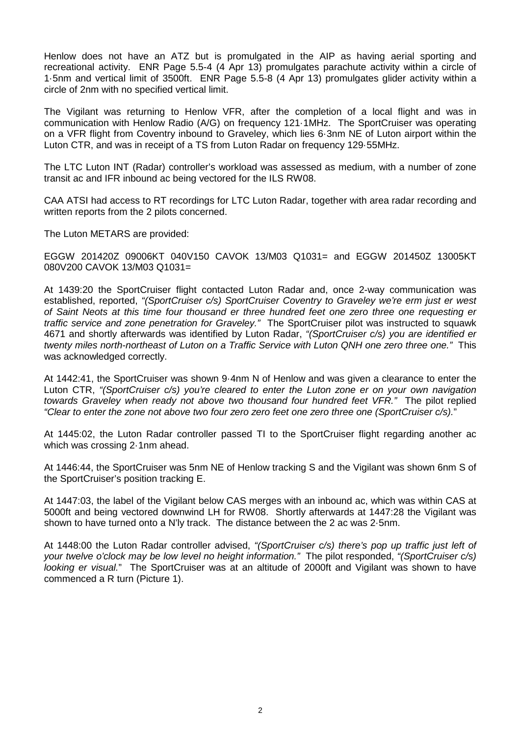Henlow does not have an ATZ but is promulgated in the AIP as having aerial sporting and recreational activity. ENR Page 5.5-4 (4 Apr 13) promulgates parachute activity within a circle of 1·5nm and vertical limit of 3500ft. ENR Page 5.5-8 (4 Apr 13) promulgates glider activity within a circle of 2nm with no specified vertical limit.

The Vigilant was returning to Henlow VFR, after the completion of a local flight and was in communication with Henlow Radio (A/G) on frequency 121·1MHz. The SportCruiser was operating on a VFR flight from Coventry inbound to Graveley, which lies 6·3nm NE of Luton airport within the Luton CTR, and was in receipt of a TS from Luton Radar on frequency 129·55MHz.

The LTC Luton INT (Radar) controller's workload was assessed as medium, with a number of zone transit ac and IFR inbound ac being vectored for the ILS RW08.

CAA ATSI had access to RT recordings for LTC Luton Radar, together with area radar recording and written reports from the 2 pilots concerned.

The Luton METARS are provided:

EGGW 201420Z 09006KT 040V150 CAVOK 13/M03 Q1031= and EGGW 201450Z 13005KT 080V200 CAVOK 13/M03 Q1031=

At 1439:20 the SportCruiser flight contacted Luton Radar and, once 2-way communication was established, reported, *"(SportCruiser c/s) SportCruiser Coventry to Graveley we're erm just er west of Saint Neots at this time four thousand er three hundred feet one zero three one requesting er traffic service and zone penetration for Graveley."* The SportCruiser pilot was instructed to squawk 4671 and shortly afterwards was identified by Luton Radar, *"(SportCruiser c/s) you are identified er twenty miles north-northeast of Luton on a Traffic Service with Luton QNH one zero three one."* This was acknowledged correctly.

At 1442:41, the SportCruiser was shown 9·4nm N of Henlow and was given a clearance to enter the Luton CTR, *"(SportCruiser c/s) you're cleared to enter the Luton zone er on your own navigation towards Graveley when ready not above two thousand four hundred feet VFR."* The pilot replied *"Clear to enter the zone not above two four zero zero feet one zero three one (SportCruiser c/s)."*

At 1445:02, the Luton Radar controller passed TI to the SportCruiser flight regarding another ac which was crossing 2·1nm ahead.

At 1446:44, the SportCruiser was 5nm NE of Henlow tracking S and the Vigilant was shown 6nm S of the SportCruiser's position tracking E.

At 1447:03, the label of the Vigilant below CAS merges with an inbound ac, which was within CAS at 5000ft and being vectored downwind LH for RW08. Shortly afterwards at 1447:28 the Vigilant was shown to have turned onto a N'ly track. The distance between the 2 ac was 2·5nm.

At 1448:00 the Luton Radar controller advised, *"(SportCruiser c/s) there's pop up traffic just left of your twelve o'clock may be low level no height information."* The pilot responded, *"(SportCruiser c/s) looking er visual."* The SportCruiser was at an altitude of 2000ft and Vigilant was shown to have commenced a R turn (Picture 1).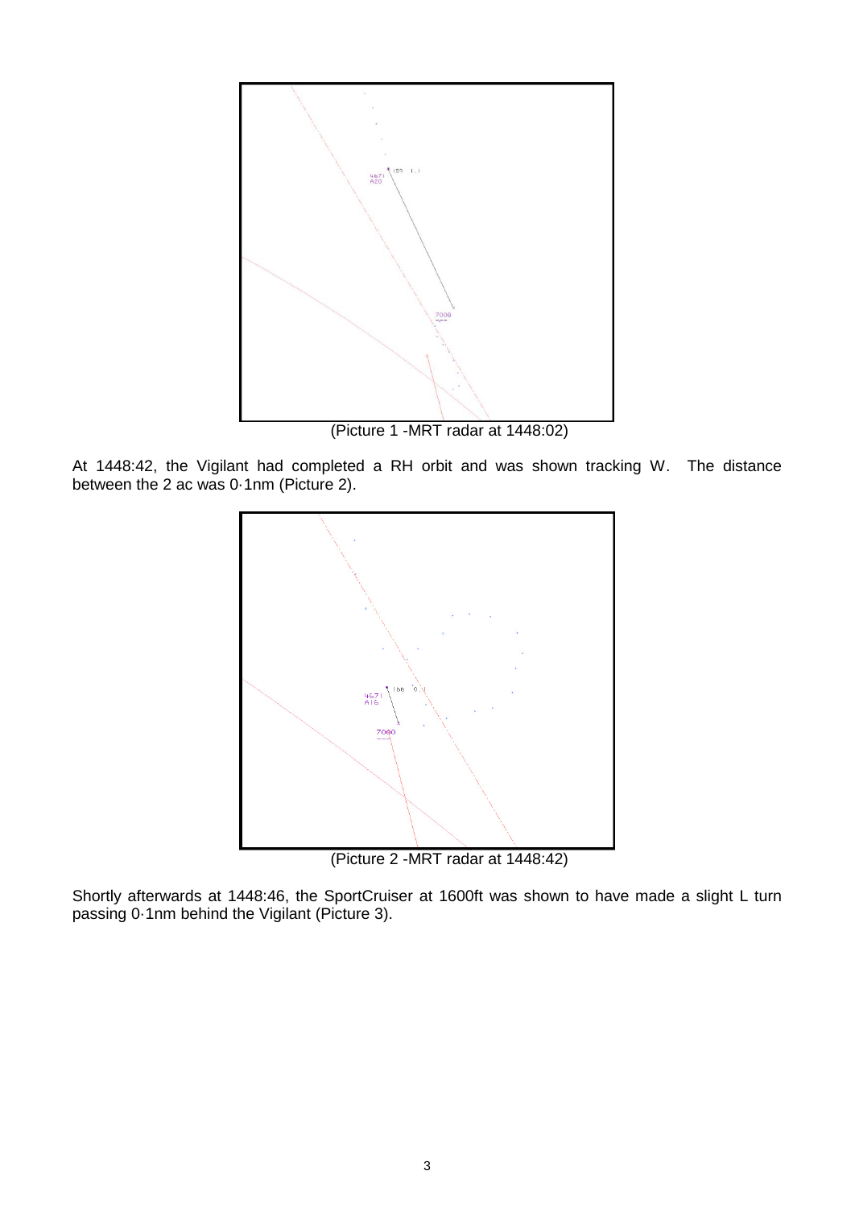(Picture 1 -MRT radar at 1448:02)

At 1448:42, the Vigilant had completed a RH orbit and was shown tracking W. The distance between the 2 ac was 0·1nm (Picture 2).

(Picture 2 -MRT radar at 1448:42)

Shortly afterwards at 1448:46, the SportCruiser at 1600ft was shown to have made a slight L turn passing 0·1nm behind the Vigilant (Picture 3).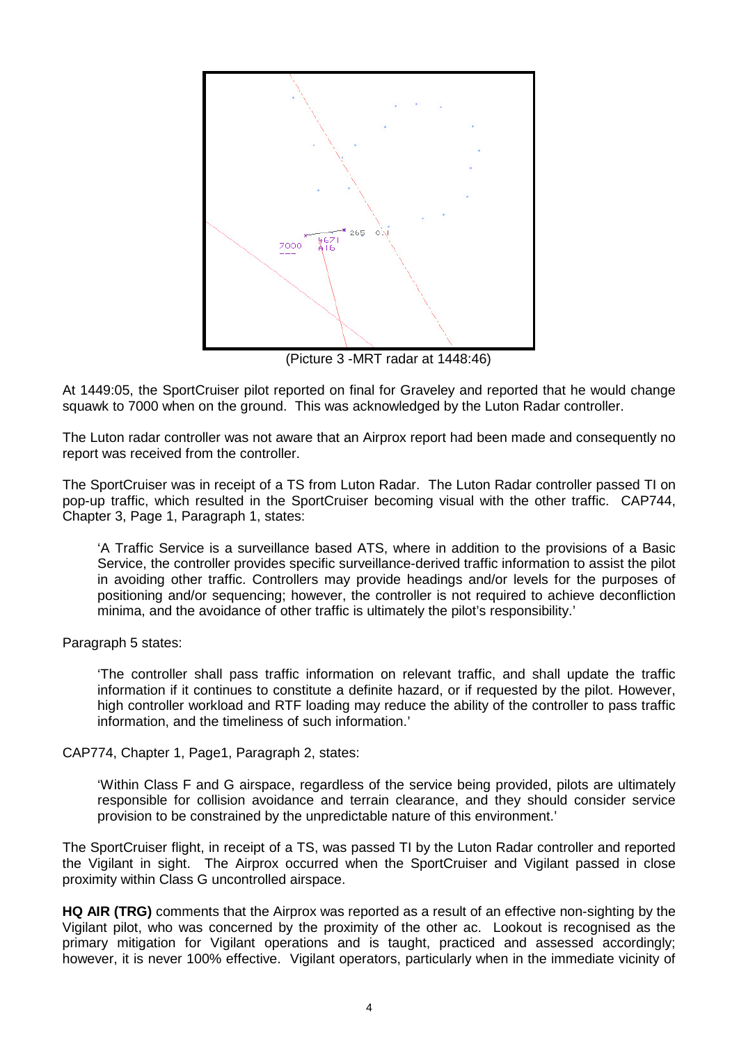(Picture 3 -MRT radar at 1448:46)

At 1449:05, the SportCruiser pilot reported on final for Graveley and reported that he would change squawk to 7000 when on the ground. This was acknowledged by the Luton Radar controller.

The Luton radar controller was not aware that an Airprox report had been made and consequently no report was received from the controller.

The SportCruiser was in receipt of a TS from Luton Radar. The Luton Radar controller passed TI on pop-up traffic, which resulted in the SportCruiser becoming visual with the other traffic. CAP744, Chapter 3, Page 1, Paragraph 1, states:

> 'A Traffic Service is a surveillance based ATS, where in addition to the provisions of a Basic Service, the controller provides specific surveillance-derived traffic information to assist the pilot in avoiding other traffic. Controllers may provide headings and/or levels for the purposes of positioning and/or sequencing; however, the controller is not required to achieve deconfliction minima, and the avoidance of other traffic is ultimately the pilot's responsibility.'

Paragraph 5 states:

> 'The controller shall pass traffic information on relevant traffic, and shall update the traffic information if it continues to constitute a definite hazard, or if requested by the pilot. However, high controller workload and RTF loading may reduce the ability of the controller to pass traffic information, and the timeliness of such information.'

CAP774, Chapter 1, Page1, Paragraph 2, states:

> 'Within Class F and G airspace, regardless of the service being provided, pilots are ultimately responsible for collision avoidance and terrain clearance, and they should consider service provision to be constrained by the unpredictable nature of this environment.'

The SportCruiser flight, in receipt of a TS, was passed TI by the Luton Radar controller and reported the Vigilant in sight. The Airprox occurred when the SportCruiser and Vigilant passed in close proximity within Class G uncontrolled airspace.

**HQ AIR (TRG)** comments that the Airprox was reported as a result of an effective non-sighting by the Vigilant pilot, who was concerned by the proximity of the other ac. Lookout is recognised as the primary mitigation for Vigilant operations and is taught, practiced and assessed accordingly; however, it is never 100% effective. Vigilant operators, particularly when in the immediate vicinity of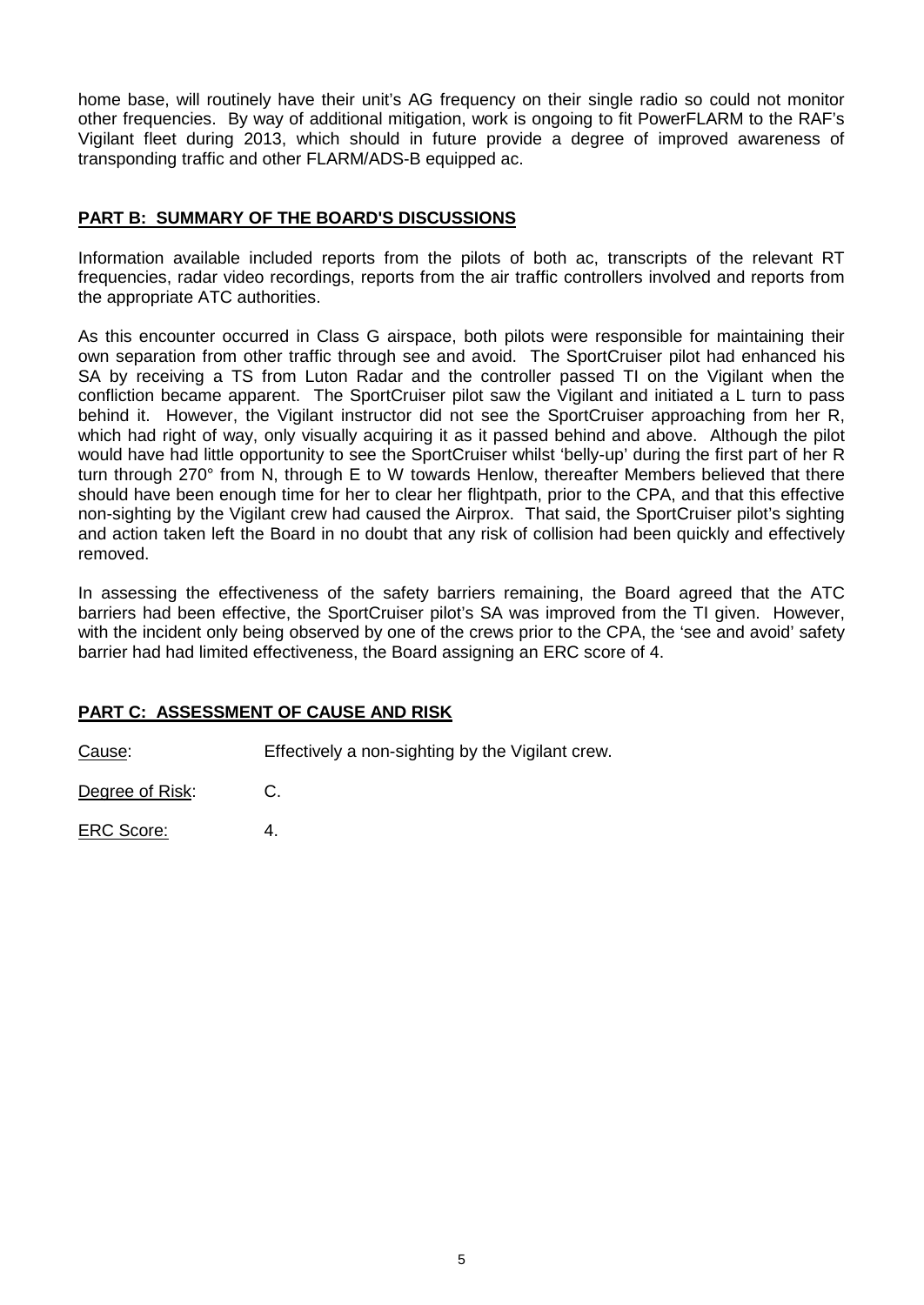home base, will routinely have their unit's AG frequency on their single radio so could not monitor other frequencies. By way of additional mitigation, work is ongoing to fit PowerFLARM to the RAF's Vigilant fleet during 2013, which should in future provide a degree of improved awareness of transponding traffic and other FLARM/ADS-B equipped ac.

## PART B: SUMMARY OF THE BOARD'S DISCUSSIONS

Information available included reports from the pilots of both ac, transcripts of the relevant RT frequencies, radar video recordings, reports from the air traffic controllers involved and reports from the appropriate ATC authorities.

As this encounter occurred in Class G airspace, both pilots were responsible for maintaining their own separation from other traffic through see and avoid. The SportCruiser pilot had enhanced his SA by receiving a TS from Luton Radar and the controller passed TI on the Vigilant when the confliction became apparent. The SportCruiser pilot saw the Vigilant and initiated a L turn to pass behind it. However, the Vigilant instructor did not see the SportCruiser approaching from her R, which had right of way, only visually acquiring it as it passed behind and above. Although the pilot would have had little opportunity to see the SportCruiser whilst 'belly-up' during the first part of her R turn through 270° from N, through E to W towards Henlow, thereafter Members believed that there should have been enough time for her to clear her flightpath, prior to the CPA, and that this effective non-sighting by the Vigilant crew had caused the Airprox. That said, the SportCruiser pilot's sighting and action taken left the Board in no doubt that any risk of collision had been quickly and effectively removed.

In assessing the effectiveness of the safety barriers remaining, the Board agreed that the ATC barriers had been effective, the SportCruiser pilot's SA was improved from the TI given. However, with the incident only being observed by one of the crews prior to the CPA, the 'see and avoid' safety barrier had had limited effectiveness, the Board assigning an ERC score of 4.

## PART C: ASSESSMENT OF CAUSE AND RISK

Cause: Effectively a non-sighting by the Vigilant crew.

Degree of Risk: C.

ERC Score: 4.